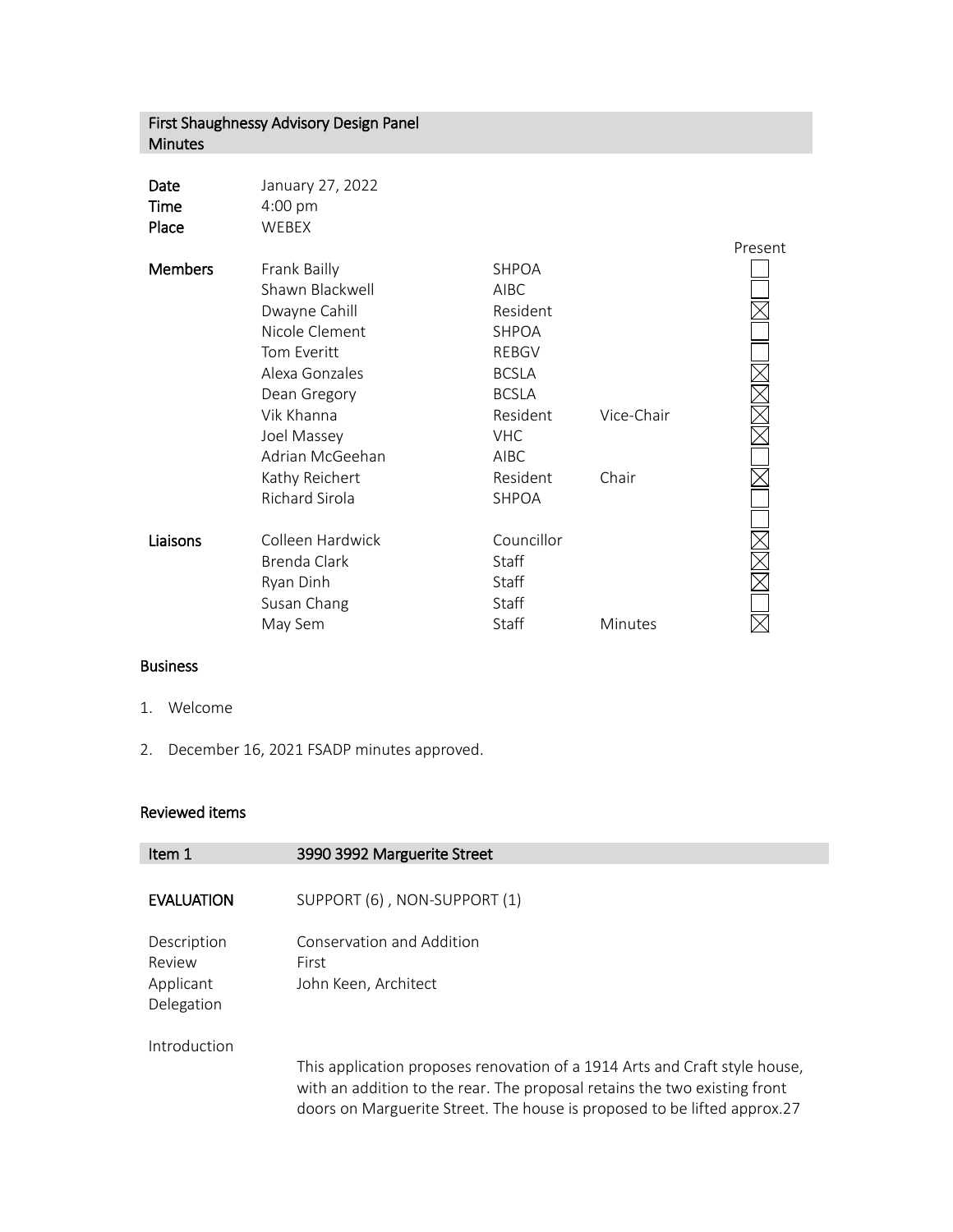## First Shaughnessy Advisory Design Panel Minutes

| | |
|---|---|
| **Date** | January 27, 2022 |
| **Time** | 4:00 pm |
| **Place** | WEBEX |

| | Name | Affiliation | Role | Present |
|---|---|---|---|---|
| **Members** | Frank Bailly | SHPOA | | ☐ |
| | Shawn Blackwell | AIBC | | ☐ |
| | Dwayne Cahill | Resident | | ☒ |
| | Nicole Clement | SHPOA | | ☐ |
| | Tom Everitt | REBGV | | ☐ |
| | Alexa Gonzales | BCSLA | | ☒ |
| | Dean Gregory | BCSLA | | ☒ |
| | Vik Khanna | Resident | Vice-Chair | ☒ |
| | Joel Massey | VHC | | ☒ |
| | Adrian McGeehan | AIBC | | ☐ |
| | Kathy Reichert | Resident | Chair | ☒ |
| | Richard Sirola | SHPOA | | ☐ |
| | | | | ☐ |
| **Liaisons** | Colleen Hardwick | Councillor | | ☒ |
| | Brenda Clark | Staff | | ☒ |
| | Ryan Dinh | Staff | | ☒ |
| | Susan Chang | Staff | | ☐ |
| | May Sem | Staff | Minutes | ☒ |

### Business

1. Welcome
2. December 16, 2021 FSADP minutes approved.

### Reviewed items

| Item 1 | 3990 3992 Marguerite Street |
|---|---|
| **EVALUATION** | SUPPORT (6) , NON-SUPPORT (1) |
| Description | Conservation and Addition |
| Review | First |
| Applicant | John Keen, Architect |
| Delegation | |

Introduction

This application proposes renovation of a 1914 Arts and Craft style house, with an addition to the rear. The proposal retains the two existing front doors on Marguerite Street. The house is proposed to be lifted approx.27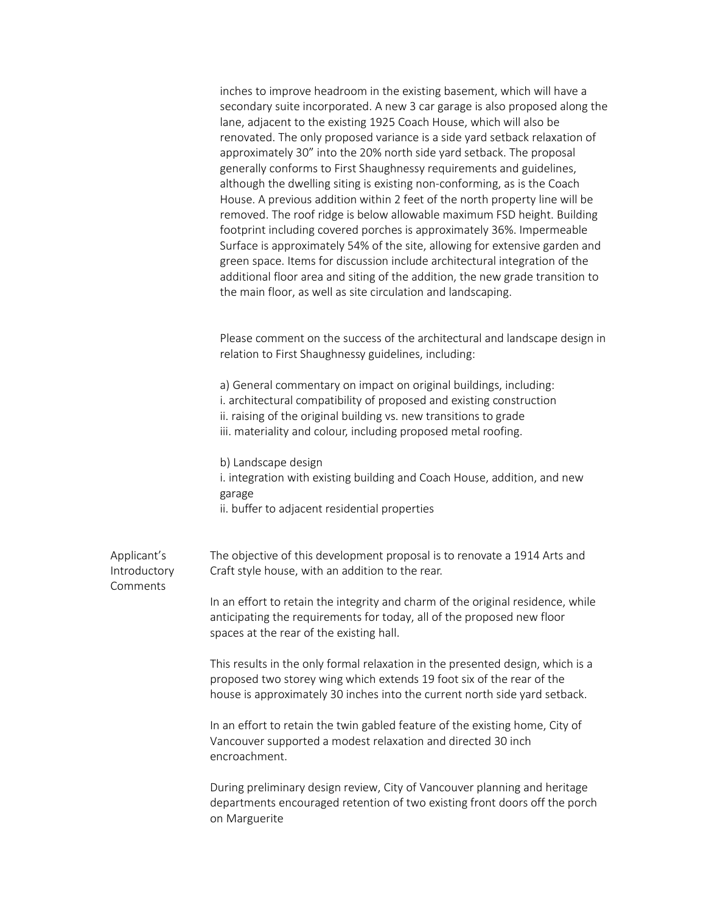inches to improve headroom in the existing basement, which will have a secondary suite incorporated. A new 3 car garage is also proposed along the lane, adjacent to the existing 1925 Coach House, which will also be renovated. The only proposed variance is a side yard setback relaxation of approximately 30" into the 20% north side yard setback. The proposal generally conforms to First Shaughnessy requirements and guidelines, although the dwelling siting is existing non-conforming, as is the Coach House. A previous addition within 2 feet of the north property line will be removed. The roof ridge is below allowable maximum FSD height. Building footprint including covered porches is approximately 36%. Impermeable Surface is approximately 54% of the site, allowing for extensive garden and green space. Items for discussion include architectural integration of the additional floor area and siting of the addition, the new grade transition to the main floor, as well as site circulation and landscaping.

Please comment on the success of the architectural and landscape design in relation to First Shaughnessy guidelines, including:

a) General commentary on impact on original buildings, including:
i. architectural compatibility of proposed and existing construction
ii. raising of the original building vs. new transitions to grade
iii. materiality and colour, including proposed metal roofing.

b) Landscape design
i. integration with existing building and Coach House, addition, and new garage
ii. buffer to adjacent residential properties

**Applicant's Introductory Comments**

The objective of this development proposal is to renovate a 1914 Arts and Craft style house, with an addition to the rear.

In an effort to retain the integrity and charm of the original residence, while anticipating the requirements for today, all of the proposed new floor spaces at the rear of the existing hall.

This results in the only formal relaxation in the presented design, which is a proposed two storey wing which extends 19 foot six of the rear of the house is approximately 30 inches into the current north side yard setback.

In an effort to retain the twin gabled feature of the existing home, City of Vancouver supported a modest relaxation and directed 30 inch encroachment.

During preliminary design review, City of Vancouver planning and heritage departments encouraged retention of two existing front doors off the porch on Marguerite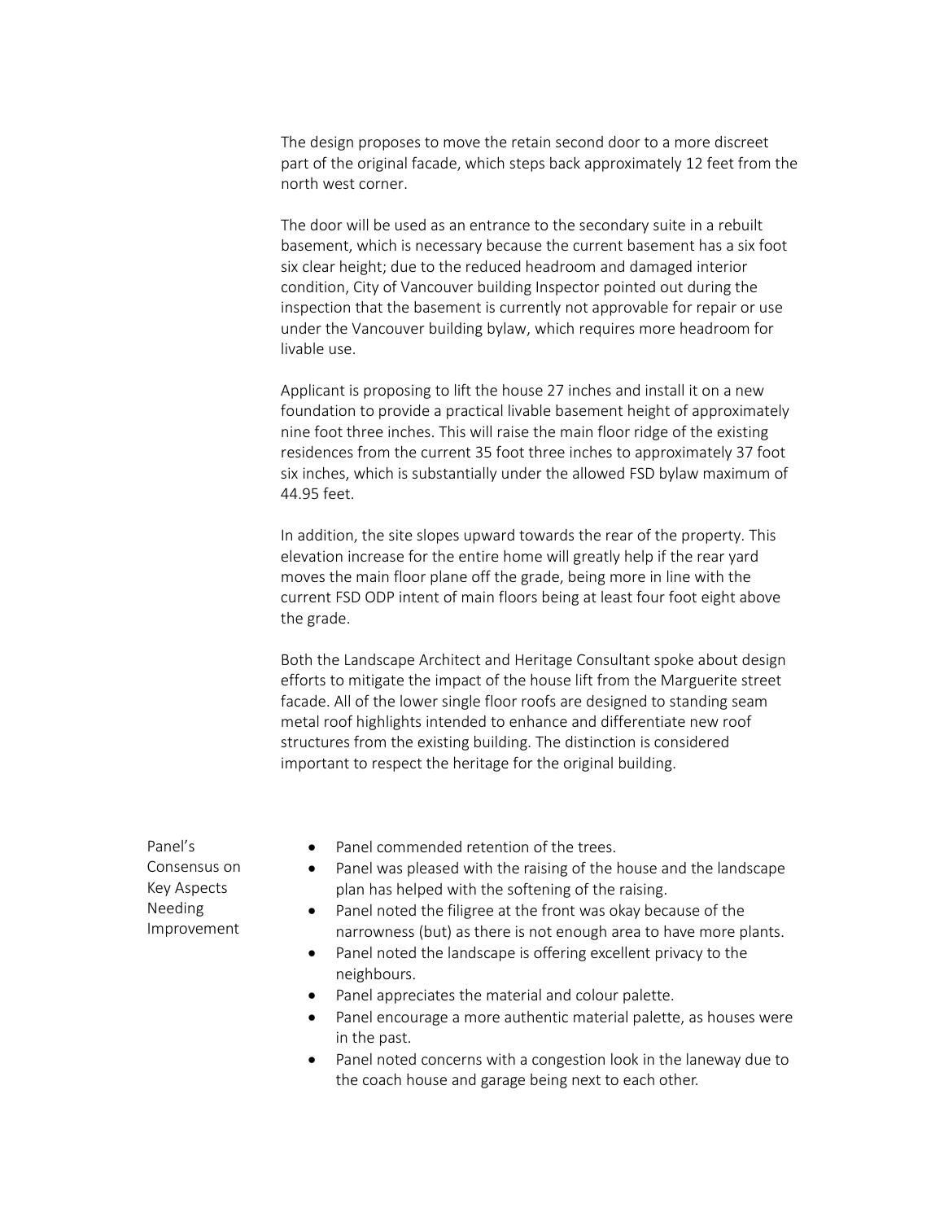The design proposes to move the retain second door to a more discreet part of the original facade, which steps back approximately 12 feet from the north west corner.

The door will be used as an entrance to the secondary suite in a rebuilt basement, which is necessary because the current basement has a six foot six clear height; due to the reduced headroom and damaged interior condition, City of Vancouver building Inspector pointed out during the inspection that the basement is currently not approvable for repair or use under the Vancouver building bylaw, which requires more headroom for livable use.

Applicant is proposing to lift the house 27 inches and install it on a new foundation to provide a practical livable basement height of approximately nine foot three inches. This will raise the main floor ridge of the existing residences from the current 35 foot three inches to approximately 37 foot six inches, which is substantially under the allowed FSD bylaw maximum of 44.95 feet.

In addition, the site slopes upward towards the rear of the property. This elevation increase for the entire home will greatly help if the rear yard moves the main floor plane off the grade, being more in line with the current FSD ODP intent of main floors being at least four foot eight above the grade.

Both the Landscape Architect and Heritage Consultant spoke about design efforts to mitigate the impact of the house lift from the Marguerite street facade. All of the lower single floor roofs are designed to standing seam metal roof highlights intended to enhance and differentiate new roof structures from the existing building. The distinction is considered important to respect the heritage for the original building.

**Panel's Consensus on Key Aspects Needing Improvement**

- Panel commended retention of the trees.
- Panel was pleased with the raising of the house and the landscape plan has helped with the softening of the raising.
- Panel noted the filigree at the front was okay because of the narrowness (but) as there is not enough area to have more plants.
- Panel noted the landscape is offering excellent privacy to the neighbours.
- Panel appreciates the material and colour palette.
- Panel encourage a more authentic material palette, as houses were in the past.
- Panel noted concerns with a congestion look in the laneway due to the coach house and garage being next to each other.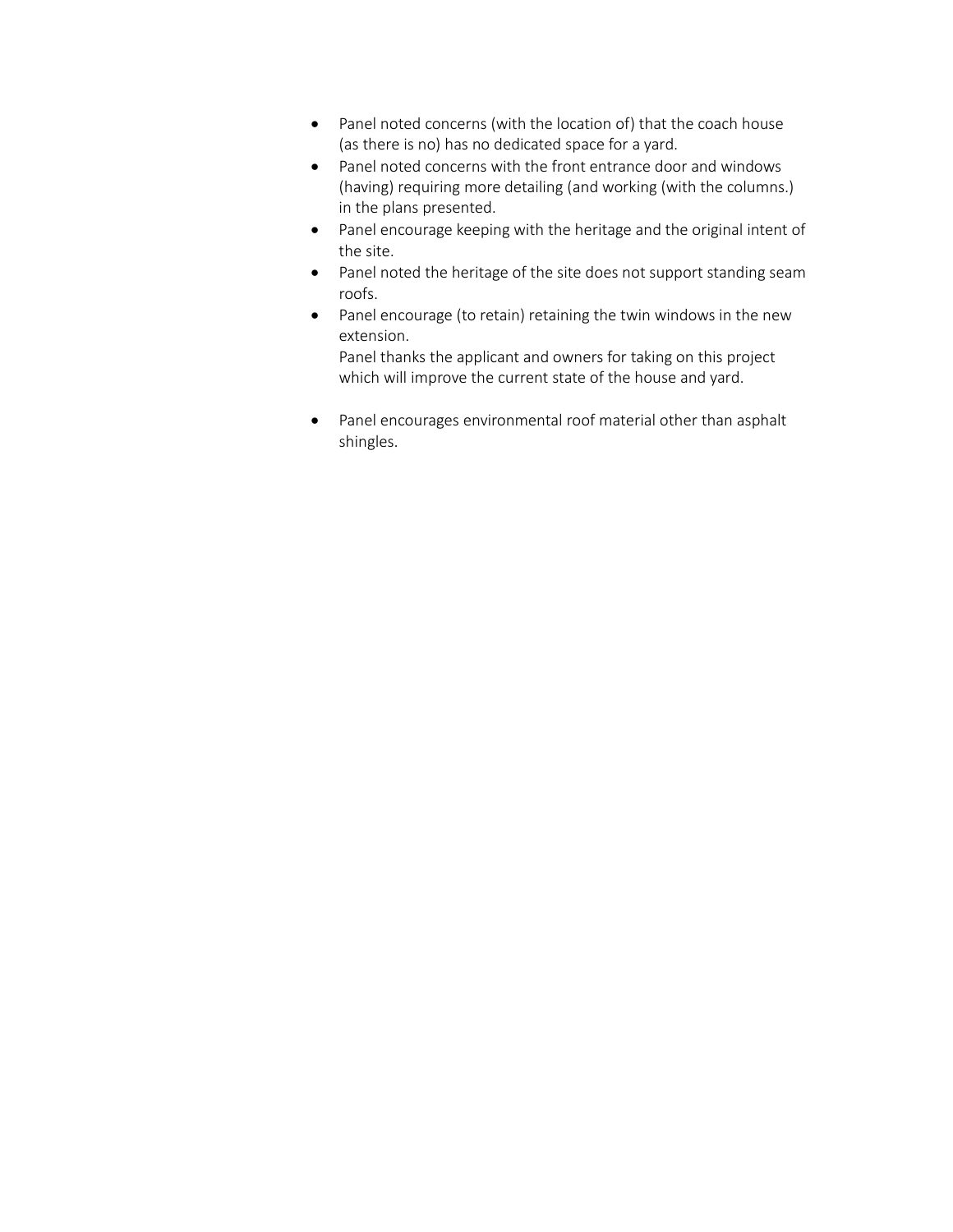- Panel noted concerns (with the location of) that the coach house (as there is no) has no dedicated space for a yard.
- Panel noted concerns with the front entrance door and windows (having) requiring more detailing (and working (with the columns.) in the plans presented.
- Panel encourage keeping with the heritage and the original intent of the site.
- Panel noted the heritage of the site does not support standing seam roofs.
- Panel encourage (to retain) retaining the twin windows in the new extension.
  Panel thanks the applicant and owners for taking on this project which will improve the current state of the house and yard.

- Panel encourages environmental roof material other than asphalt shingles.